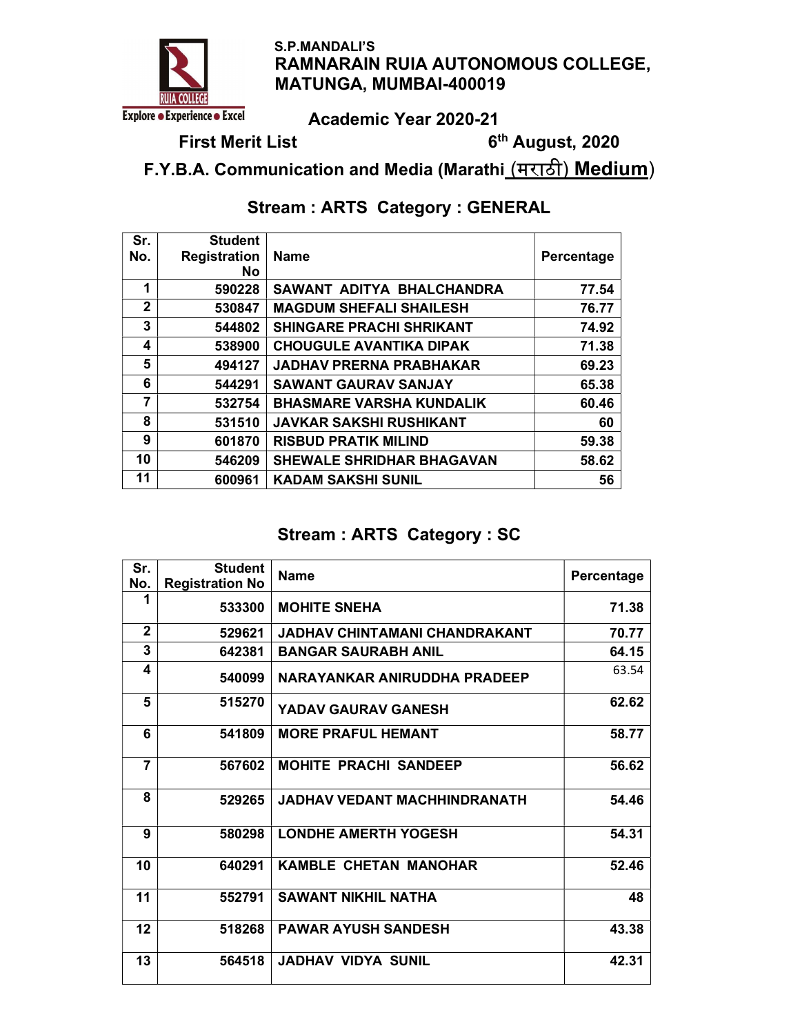S.P.MANDALI'S

# RAMNARAIN RUIA AUTONOMOUS COLLEGE, MATUNGA, MUMBAI-400019

Explore ● Experience ● Excel

## Academic Year 2020-21

**First Merit List** 6th August, 2020

## F.Y.B.A. Communication and Media (Marathi (मराठी) Medium)

### Stream : ARTS Category : GENERAL

| Sr. No. | Student Registration No | Name | Percentage |
|---|---|---|---|
| 1 | 590228 | SAWANT ADITYA BHALCHANDRA | 77.54 |
| 2 | 530847 | MAGDUM SHEFALI SHAILESH | 76.77 |
| 3 | 544802 | SHINGARE PRACHI SHRIKANT | 74.92 |
| 4 | 538900 | CHOUGULE AVANTIKA DIPAK | 71.38 |
| 5 | 494127 | JADHAV PRERNA PRABHAKAR | 69.23 |
| 6 | 544291 | SAWANT GAURAV SANJAY | 65.38 |
| 7 | 532754 | BHASMARE VARSHA KUNDALIK | 60.46 |
| 8 | 531510 | JAVKAR SAKSHI RUSHIKANT | 60 |
| 9 | 601870 | RISBUD PRATIK MILIND | 59.38 |
| 10 | 546209 | SHEWALE SHRIDHAR BHAGAVAN | 58.62 |
| 11 | 600961 | KADAM SAKSHI SUNIL | 56 |

### Stream : ARTS Category : SC

| Sr. No. | Student Registration No | Name | Percentage |
|---|---|---|---|
| 1 | 533300 | MOHITE SNEHA | 71.38 |
| 2 | 529621 | JADHAV CHINTAMANI CHANDRAKANT | 70.77 |
| 3 | 642381 | BANGAR SAURABH ANIL | 64.15 |
| 4 | 540099 | NARAYANKAR ANIRUDDHA PRADEEP | 63.54 |
| 5 | 515270 | YADAV GAURAV GANESH | 62.62 |
| 6 | 541809 | MORE PRAFUL HEMANT | 58.77 |
| 7 | 567602 | MOHITE PRACHI SANDEEP | 56.62 |
| 8 | 529265 | JADHAV VEDANT MACHHINDRANATH | 54.46 |
| 9 | 580298 | LONDHE AMERTH YOGESH | 54.31 |
| 10 | 640291 | KAMBLE CHETAN MANOHAR | 52.46 |
| 11 | 552791 | SAWANT NIKHIL NATHA | 48 |
| 12 | 518268 | PAWAR AYUSH SANDESH | 43.38 |
| 13 | 564518 | JADHAV VIDYA SUNIL | 42.31 |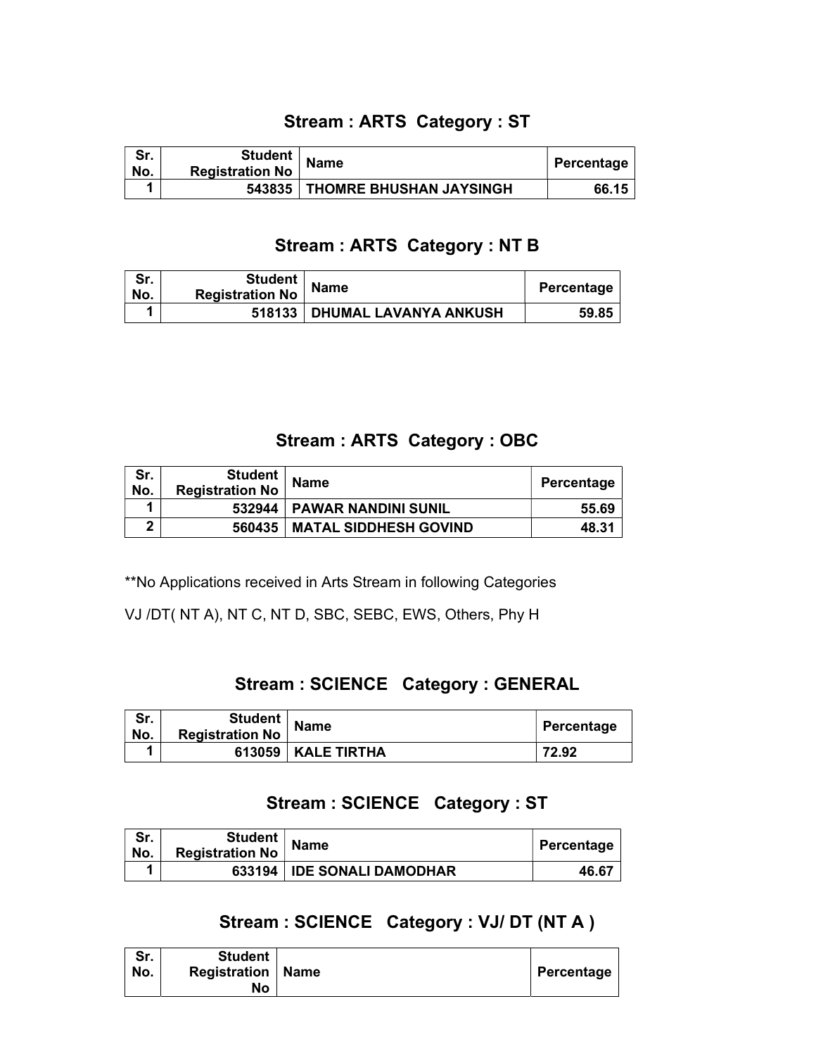## Stream : ARTS  Category : ST

| Sr. No. | Student Registration No | Name | Percentage |
|---|---|---|---|
| 1 | 543835 | THOMRE BHUSHAN JAYSINGH | 66.15 |

## Stream : ARTS  Category : NT B

| Sr. No. | Student Registration No | Name | Percentage |
|---|---|---|---|
| 1 | 518133 | DHUMAL LAVANYA ANKUSH | 59.85 |

## Stream : ARTS  Category : OBC

| Sr. No. | Student Registration No | Name | Percentage |
|---|---|---|---|
| 1 | 532944 | PAWAR NANDINI SUNIL | 55.69 |
| 2 | 560435 | MATAL SIDDHESH GOVIND | 48.31 |

**No Applications received in Arts Stream in following Categories

VJ /DT( NT A), NT C, NT D, SBC, SEBC, EWS, Others, Phy H

## Stream : SCIENCE   Category : GENERAL

| Sr. No. | Student Registration No | Name | Percentage |
|---|---|---|---|
| 1 | 613059 | KALE TIRTHA | 72.92 |

## Stream : SCIENCE   Category : ST

| Sr. No. | Student Registration No | Name | Percentage |
|---|---|---|---|
| 1 | 633194 | IDE SONALI DAMODHAR | 46.67 |

## Stream : SCIENCE   Category : VJ/ DT (NT A )

| Sr. No. | Student Registration No | Name | Percentage |
|---|---|---|---|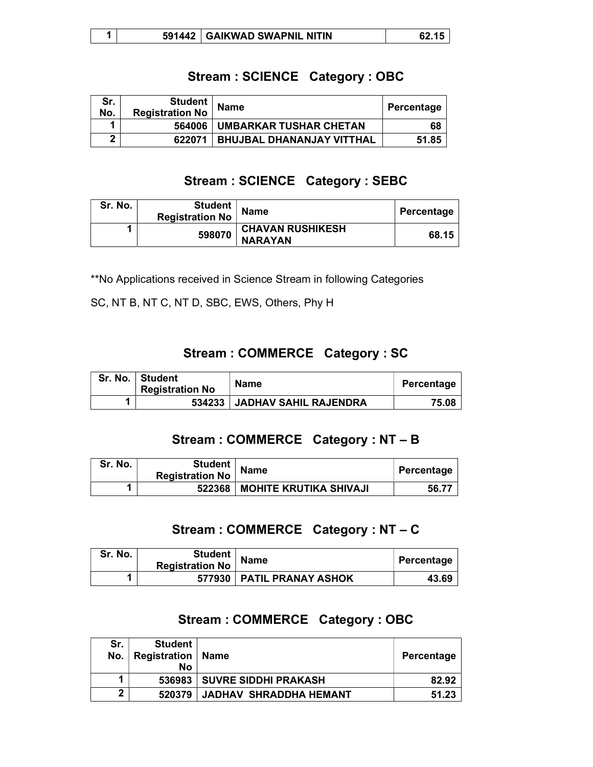| 1 | 591442 | GAIKWAD SWAPNIL NITIN | 62.15 |
|---|---|---|---|

## Stream : SCIENCE Category : OBC

| Sr. No. | Student Registration No | Name | Percentage |
|---|---|---|---|
| 1 | 564006 | UMBARKAR TUSHAR CHETAN | 68 |
| 2 | 622071 | BHUJBAL DHANANJAY VITTHAL | 51.85 |

## Stream : SCIENCE Category : SEBC

| Sr. No. | Student Registration No | Name | Percentage |
|---|---|---|---|
| 1 | 598070 | CHAVAN RUSHIKESH NARAYAN | 68.15 |

**No Applications received in Science Stream in following Categories

SC, NT B, NT C, NT D, SBC, EWS, Others, Phy H

## Stream : COMMERCE Category : SC

| Sr. No. | Student Registration No | Name | Percentage |
|---|---|---|---|
| 1 | 534233 | JADHAV SAHIL RAJENDRA | 75.08 |

## Stream : COMMERCE Category : NT – B

| Sr. No. | Student Registration No | Name | Percentage |
|---|---|---|---|
| 1 | 522368 | MOHITE KRUTIKA SHIVAJI | 56.77 |

## Stream : COMMERCE Category : NT – C

| Sr. No. | Student Registration No | Name | Percentage |
|---|---|---|---|
| 1 | 577930 | PATIL PRANAY ASHOK | 43.69 |

## Stream : COMMERCE Category : OBC

| Sr. No. | Student Registration No | Name | Percentage |
|---|---|---|---|
| 1 | 536983 | SUVRE SIDDHI PRAKASH | 82.92 |
| 2 | 520379 | JADHAV SHRADDHA HEMANT | 51.23 |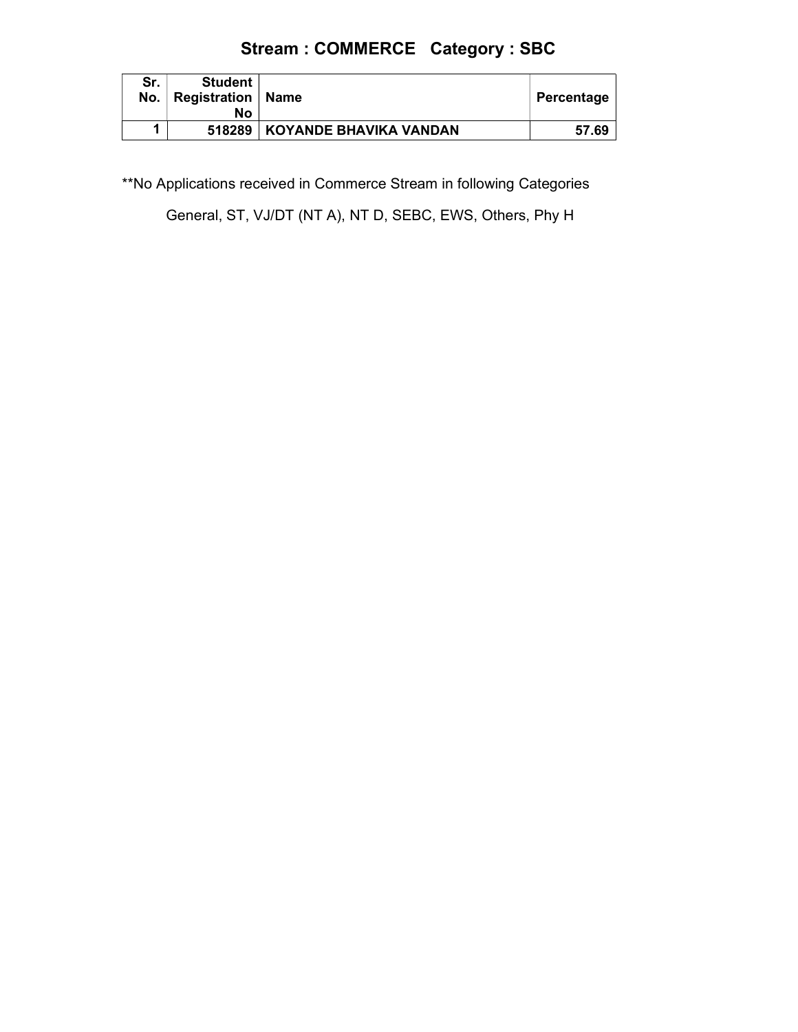## Stream : COMMERCE   Category : SBC

| Sr. No. | Student Registration No | Name | Percentage |
|---|---|---|---|
| 1 | 518289 | KOYANDE BHAVIKA VANDAN | 57.69 |

**No Applications received in Commerce Stream in following Categories

General, ST, VJ/DT (NT A), NT D, SEBC, EWS, Others, Phy H